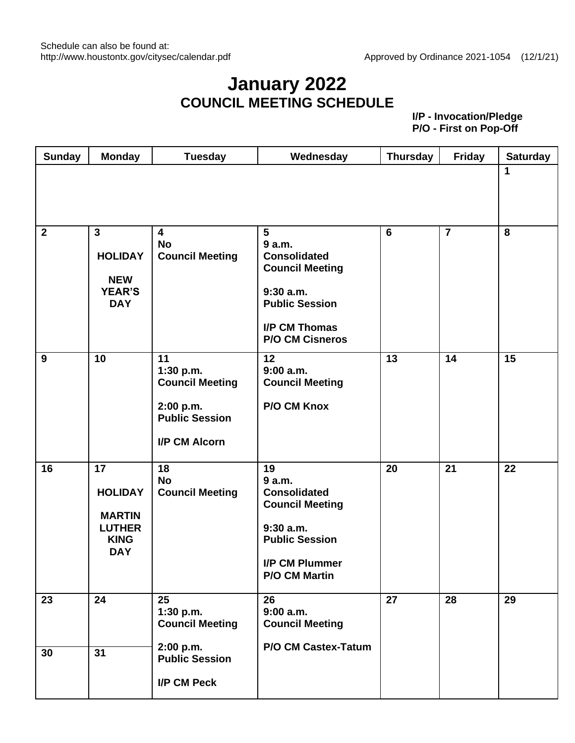Schedule can also be found at:
http://www.houstontx.gov/citysec/calendar.pdf

Approved by Ordinance 2021-1054 (12/1/21)

# January 2022
## COUNCIL MEETING SCHEDULE

**I/P - Invocation/Pledge**
**P/O - First on Pop-Off**

| Sunday | Monday | Tuesday | Wednesday | Thursday | Friday | Saturday |
|---|---|---|---|---|---|---|
| | | | | | | **1** |
| **2** | **3** HOLIDAY NEW YEAR'S DAY | **4** No Council Meeting | **5** 9 a.m. Consolidated Council Meeting; 9:30 a.m. Public Session; I/P CM Thomas; P/O CM Cisneros | **6** | **7** | **8** |
| **9** | **10** | **11** 1:30 p.m. Council Meeting; 2:00 p.m. Public Session; I/P CM Alcorn | **12** 9:00 a.m. Council Meeting; P/O CM Knox | **13** | **14** | **15** |
| **16** | **17** HOLIDAY MARTIN LUTHER KING DAY | **18** No Council Meeting | **19** 9 a.m. Consolidated Council Meeting; 9:30 a.m. Public Session; I/P CM Plummer; P/O CM Martin | **20** | **21** | **22** |
| **23** | **24** | **25** 1:30 p.m. Council Meeting; 2:00 p.m. Public Session; I/P CM Peck | **26** 9:00 a.m. Council Meeting; P/O CM Castex-Tatum | **27** | **28** | **29** |
| **30** | **31** | | | | | |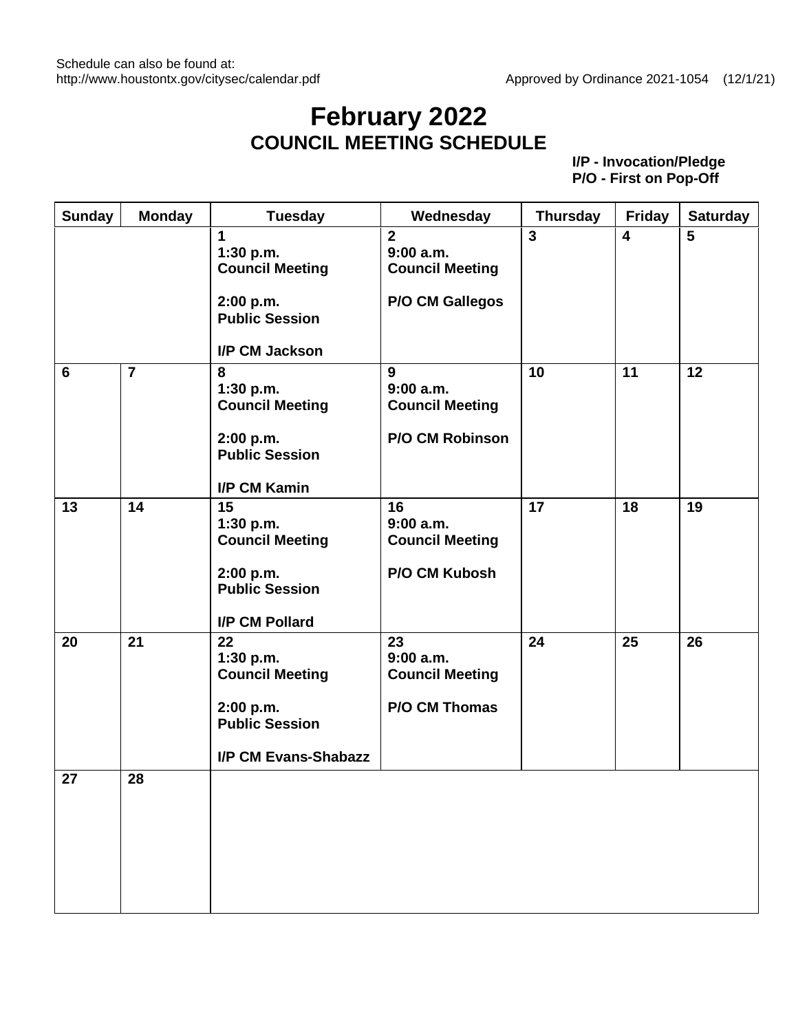Schedule can also be found at:
http://www.houstontx.gov/citysec/calendar.pdf

Approved by Ordinance 2021-1054 (12/1/21)

# February 2022
## COUNCIL MEETING SCHEDULE

**I/P - Invocation/Pledge**
**P/O - First on Pop-Off**

| Sunday | Monday | Tuesday | Wednesday | Thursday | Friday | Saturday |
|---|---|---|---|---|---|---|
| | | **1**<br>**1:30 p.m.**<br>**Council Meeting**<br><br>**2:00 p.m.**<br>**Public Session**<br><br>**I/P CM Jackson** | **2**<br>**9:00 a.m.**<br>**Council Meeting**<br><br>**P/O CM Gallegos** | **3** | **4** | **5** |
| **6** | **7** | **8**<br>**1:30 p.m.**<br>**Council Meeting**<br><br>**2:00 p.m.**<br>**Public Session**<br><br>**I/P CM Kamin** | **9**<br>**9:00 a.m.**<br>**Council Meeting**<br><br>**P/O CM Robinson** | **10** | **11** | **12** |
| **13** | **14** | **15**<br>**1:30 p.m.**<br>**Council Meeting**<br><br>**2:00 p.m.**<br>**Public Session**<br><br>**I/P CM Pollard** | **16**<br>**9:00 a.m.**<br>**Council Meeting**<br><br>**P/O CM Kubosh** | **17** | **18** | **19** |
| **20** | **21** | **22**<br>**1:30 p.m.**<br>**Council Meeting**<br><br>**2:00 p.m.**<br>**Public Session**<br><br>**I/P CM Evans-Shabazz** | **23**<br>**9:00 a.m.**<br>**Council Meeting**<br><br>**P/O CM Thomas** | **24** | **25** | **26** |
| **27** | **28** | | | | | |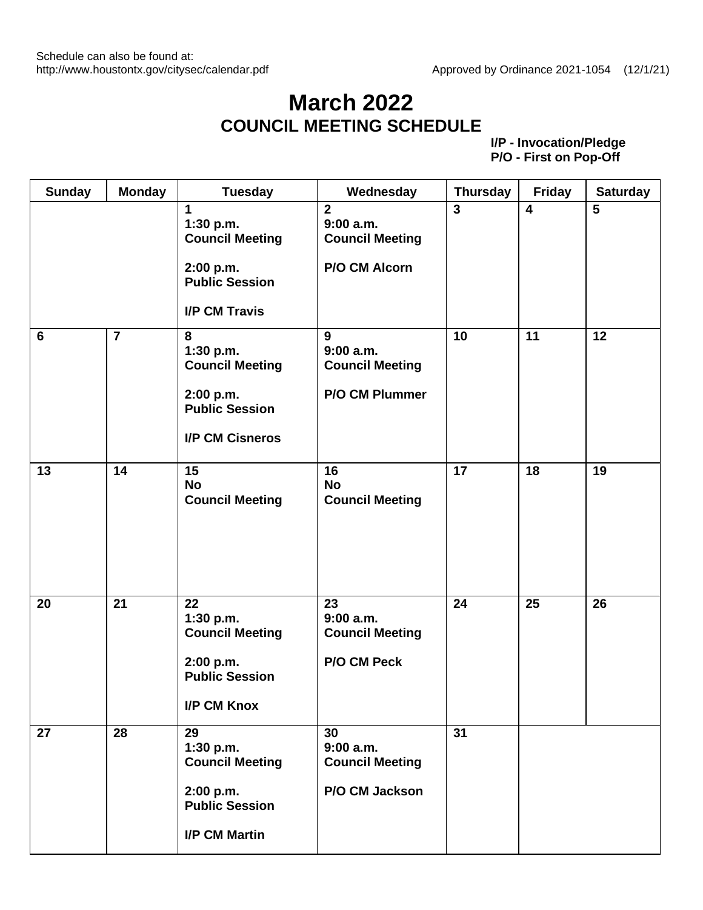Schedule can also be found at:
http://www.houstontx.gov/citysec/calendar.pdf

Approved by Ordinance 2021-1054 (12/1/21)

# March 2022
## COUNCIL MEETING SCHEDULE

**I/P - Invocation/Pledge**
**P/O - First on Pop-Off**

| Sunday | Monday | Tuesday | Wednesday | Thursday | Friday | Saturday |
|---|---|---|---|---|---|---|
| | | **1** 1:30 p.m. Council Meeting<br><br>2:00 p.m. Public Session<br><br>I/P CM Travis | **2** 9:00 a.m. Council Meeting<br><br>P/O CM Alcorn | **3** | **4** | **5** |
| **6** | **7** | **8** 1:30 p.m. Council Meeting<br><br>2:00 p.m. Public Session<br><br>I/P CM Cisneros | **9** 9:00 a.m. Council Meeting<br><br>P/O CM Plummer | **10** | **11** | **12** |
| **13** | **14** | **15** No Council Meeting | **16** No Council Meeting | **17** | **18** | **19** |
| **20** | **21** | **22** 1:30 p.m. Council Meeting<br><br>2:00 p.m. Public Session<br><br>I/P CM Knox | **23** 9:00 a.m. Council Meeting<br><br>P/O CM Peck | **24** | **25** | **26** |
| **27** | **28** | **29** 1:30 p.m. Council Meeting<br><br>2:00 p.m. Public Session<br><br>I/P CM Martin | **30** 9:00 a.m. Council Meeting<br><br>P/O CM Jackson | **31** | | |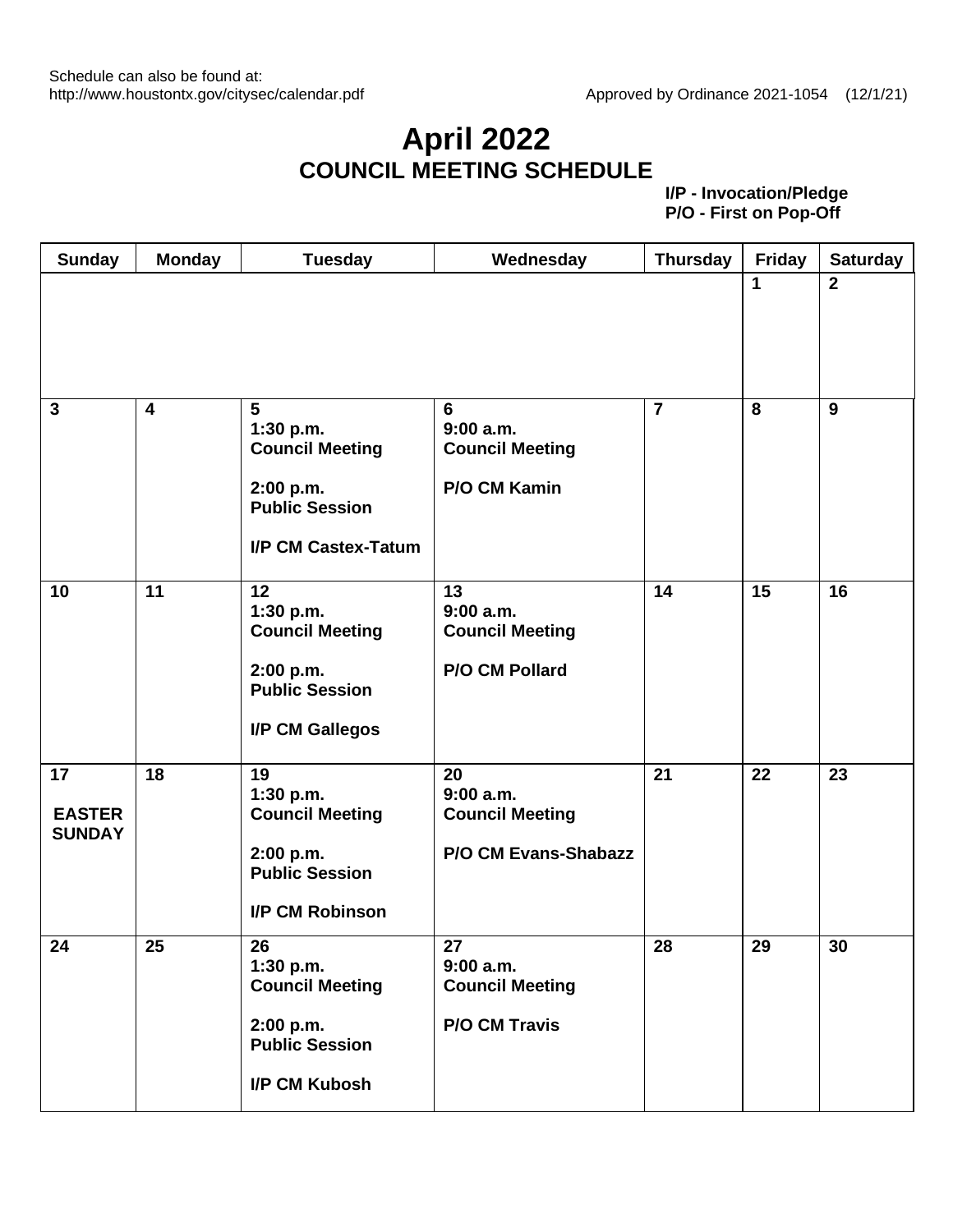Schedule can also be found at:
http://www.houstontx.gov/citysec/calendar.pdf

Approved by Ordinance 2021-1054 (12/1/21)

# April 2022
## COUNCIL MEETING SCHEDULE

**I/P - Invocation/Pledge**
**P/O - First on Pop-Off**

| Sunday | Monday | Tuesday | Wednesday | Thursday | Friday | Saturday |
|---|---|---|---|---|---|---|
| | | | | | **1** | **2** |
| **3** | **4** | **5**<br>**1:30 p.m.**<br>**Council Meeting**<br><br>**2:00 p.m.**<br>**Public Session**<br><br>**I/P CM Castex-Tatum** | **6**<br>**9:00 a.m.**<br>**Council Meeting**<br><br>**P/O CM Kamin** | **7** | **8** | **9** |
| **10** | **11** | **12**<br>**1:30 p.m.**<br>**Council Meeting**<br><br>**2:00 p.m.**<br>**Public Session**<br><br>**I/P CM Gallegos** | **13**<br>**9:00 a.m.**<br>**Council Meeting**<br><br>**P/O CM Pollard** | **14** | **15** | **16** |
| **17**<br><br>**EASTER SUNDAY** | **18** | **19**<br>**1:30 p.m.**<br>**Council Meeting**<br><br>**2:00 p.m.**<br>**Public Session**<br><br>**I/P CM Robinson** | **20**<br>**9:00 a.m.**<br>**Council Meeting**<br><br>**P/O CM Evans-Shabazz** | **21** | **22** | **23** |
| **24** | **25** | **26**<br>**1:30 p.m.**<br>**Council Meeting**<br><br>**2:00 p.m.**<br>**Public Session**<br><br>**I/P CM Kubosh** | **27**<br>**9:00 a.m.**<br>**Council Meeting**<br><br>**P/O CM Travis** | **28** | **29** | **30** |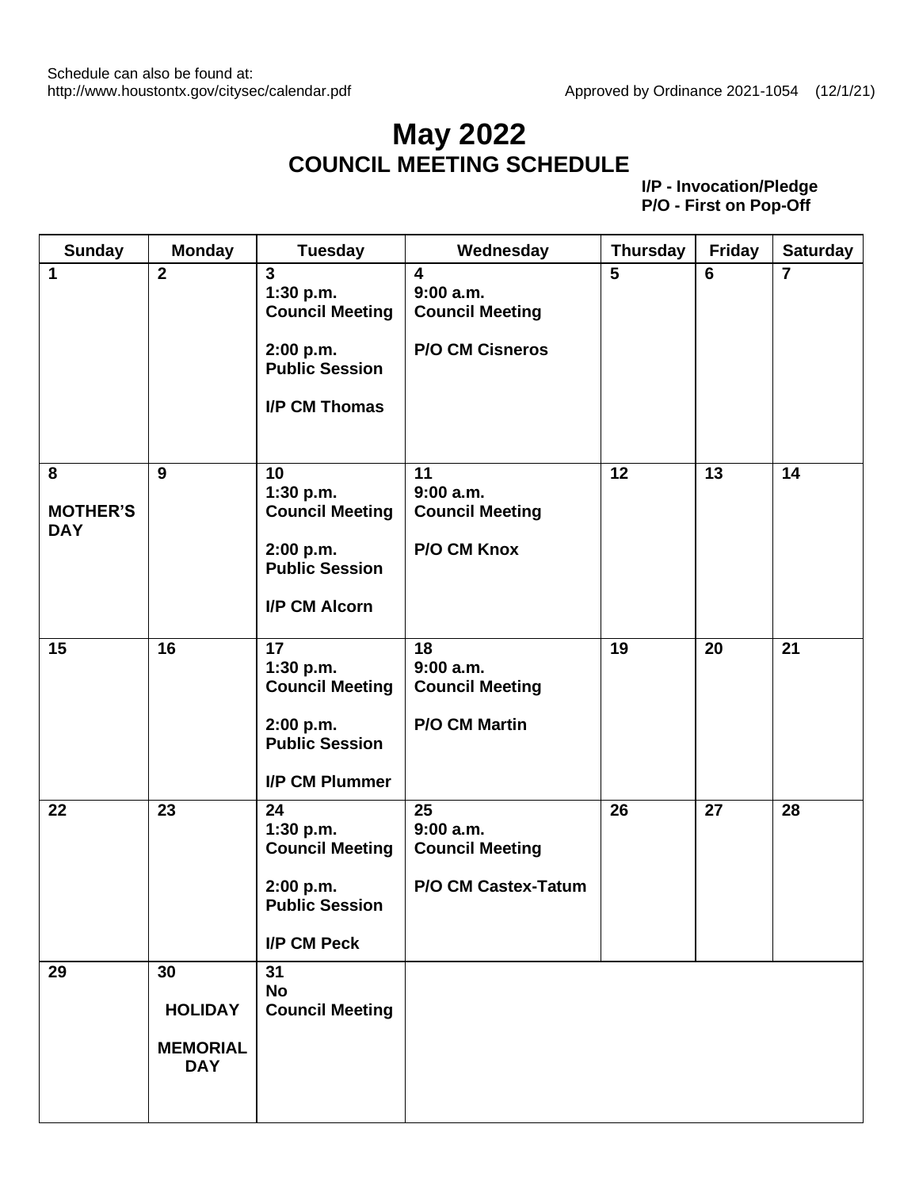Schedule can also be found at:
http://www.houstontx.gov/citysec/calendar.pdf

Approved by Ordinance 2021-1054 (12/1/21)

# May 2022
## COUNCIL MEETING SCHEDULE

**I/P - Invocation/Pledge**
**P/O - First on Pop-Off**

| Sunday | Monday | Tuesday | Wednesday | Thursday | Friday | Saturday |
|---|---|---|---|---|---|---|
| **1** | **2** | **3** **1:30 p.m.** **Council Meeting** **2:00 p.m.** **Public Session** **I/P CM Thomas** | **4** **9:00 a.m.** **Council Meeting** **P/O CM Cisneros** | **5** | **6** | **7** |
| **8** **MOTHER'S DAY** | **9** | **10** **1:30 p.m.** **Council Meeting** **2:00 p.m.** **Public Session** **I/P CM Alcorn** | **11** **9:00 a.m.** **Council Meeting** **P/O CM Knox** | **12** | **13** | **14** |
| **15** | **16** | **17** **1:30 p.m.** **Council Meeting** **2:00 p.m.** **Public Session** **I/P CM Plummer** | **18** **9:00 a.m.** **Council Meeting** **P/O CM Martin** | **19** | **20** | **21** |
| **22** | **23** | **24** **1:30 p.m.** **Council Meeting** **2:00 p.m.** **Public Session** **I/P CM Peck** | **25** **9:00 a.m.** **Council Meeting** **P/O CM Castex-Tatum** | **26** | **27** | **28** |
| **29** | **30** **HOLIDAY** **MEMORIAL DAY** | **31** **No Council Meeting** | | | | |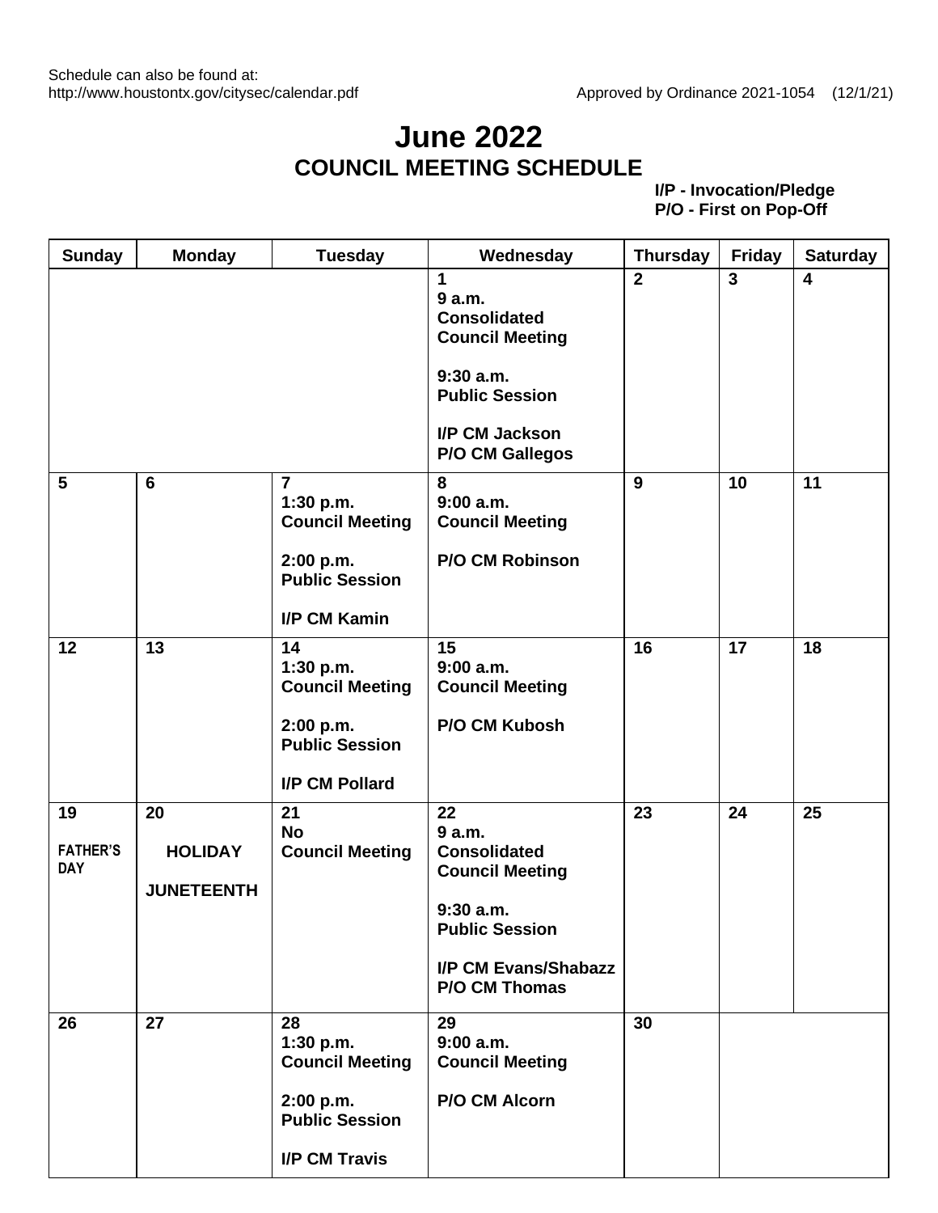Schedule can also be found at:
http://www.houstontx.gov/citysec/calendar.pdf

Approved by Ordinance 2021-1054 (12/1/21)

# June 2022
## COUNCIL MEETING SCHEDULE

**I/P - Invocation/Pledge**
**P/O - First on Pop-Off**

| Sunday | Monday | Tuesday | Wednesday | Thursday | Friday | Saturday |
|---|---|---|---|---|---|---|
| | | | **1**<br>**9 a.m.**<br>**Consolidated Council Meeting**<br><br>**9:30 a.m.**<br>**Public Session**<br><br>**I/P CM Jackson**<br>**P/O CM Gallegos** | **2** | **3** | **4** |
| **5** | **6** | **7**<br>**1:30 p.m.**<br>**Council Meeting**<br><br>**2:00 p.m.**<br>**Public Session**<br><br>**I/P CM Kamin** | **8**<br>**9:00 a.m.**<br>**Council Meeting**<br><br>**P/O CM Robinson** | **9** | **10** | **11** |
| **12** | **13** | **14**<br>**1:30 p.m.**<br>**Council Meeting**<br><br>**2:00 p.m.**<br>**Public Session**<br><br>**I/P CM Pollard** | **15**<br>**9:00 a.m.**<br>**Council Meeting**<br><br>**P/O CM Kubosh** | **16** | **17** | **18** |
| **19**<br><br>**FATHER'S DAY** | **20**<br><br>**HOLIDAY**<br><br>**JUNETEENTH** | **21**<br>**No Council Meeting** | **22**<br>**9 a.m.**<br>**Consolidated Council Meeting**<br><br>**9:30 a.m.**<br>**Public Session**<br><br>**I/P CM Evans/Shabazz**<br>**P/O CM Thomas** | **23** | **24** | **25** |
| **26** | **27** | **28**<br>**1:30 p.m.**<br>**Council Meeting**<br><br>**2:00 p.m.**<br>**Public Session**<br><br>**I/P CM Travis** | **29**<br>**9:00 a.m.**<br>**Council Meeting**<br><br>**P/O CM Alcorn** | **30** | | |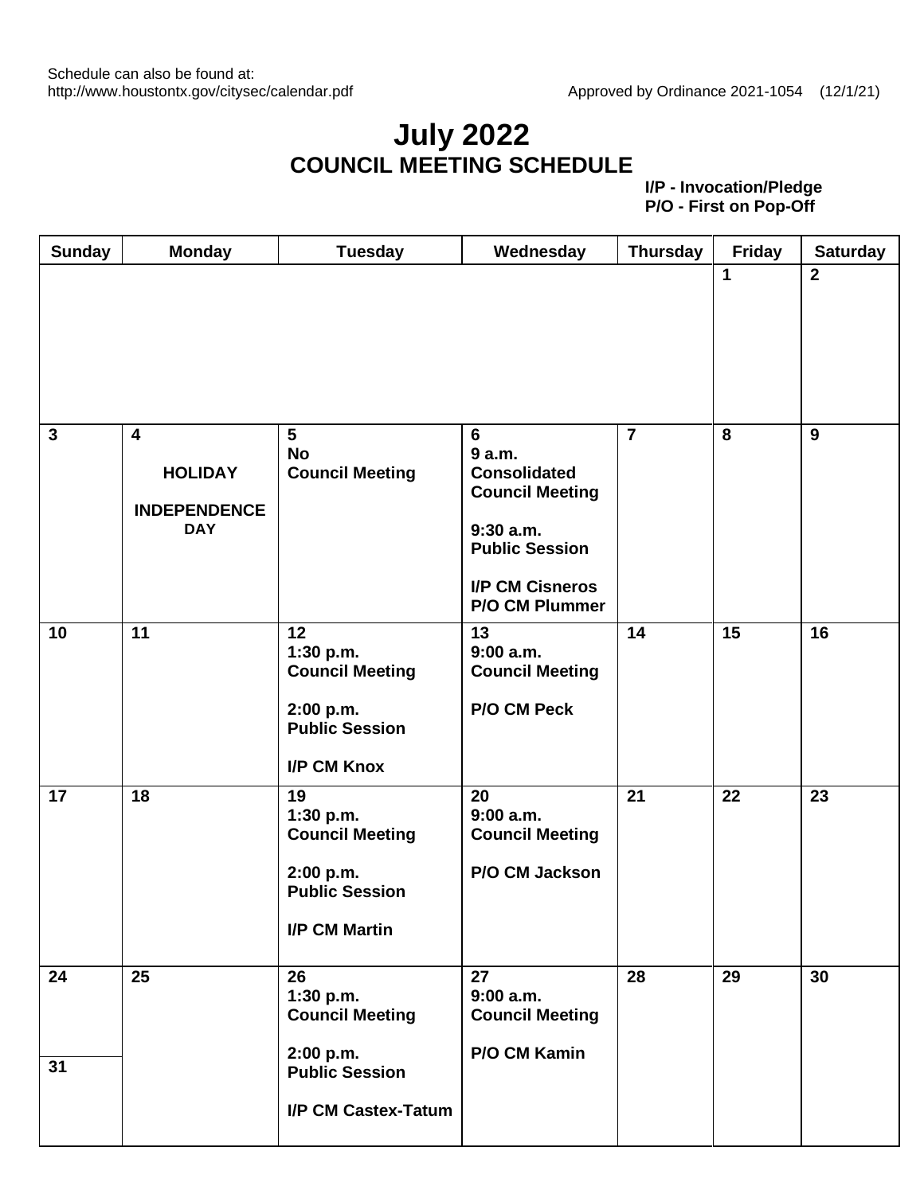Schedule can also be found at:
http://www.houstontx.gov/citysec/calendar.pdf

Approved by Ordinance 2021-1054 (12/1/21)

# July 2022
## COUNCIL MEETING SCHEDULE

**I/P - Invocation/Pledge**
**P/O - First on Pop-Off**

| Sunday | Monday | Tuesday | Wednesday | Thursday | Friday | Saturday |
|---|---|---|---|---|---|---|
| | | | | | **1** | **2** |
| **3** | **4** HOLIDAY INDEPENDENCE DAY | **5** No Council Meeting | **6** 9 a.m. Consolidated Council Meeting<br>9:30 a.m. Public Session<br>I/P CM Cisneros<br>P/O CM Plummer | **7** | **8** | **9** |
| **10** | **11** | **12** 1:30 p.m. Council Meeting<br>2:00 p.m. Public Session<br>I/P CM Knox | **13** 9:00 a.m. Council Meeting<br>P/O CM Peck | **14** | **15** | **16** |
| **17** | **18** | **19** 1:30 p.m. Council Meeting<br>2:00 p.m. Public Session<br>I/P CM Martin | **20** 9:00 a.m. Council Meeting<br>P/O CM Jackson | **21** | **22** | **23** |
| **24** / **31** | **25** | **26** 1:30 p.m. Council Meeting<br>2:00 p.m. Public Session<br>I/P CM Castex-Tatum | **27** 9:00 a.m. Council Meeting<br>P/O CM Kamin | **28** | **29** | **30** |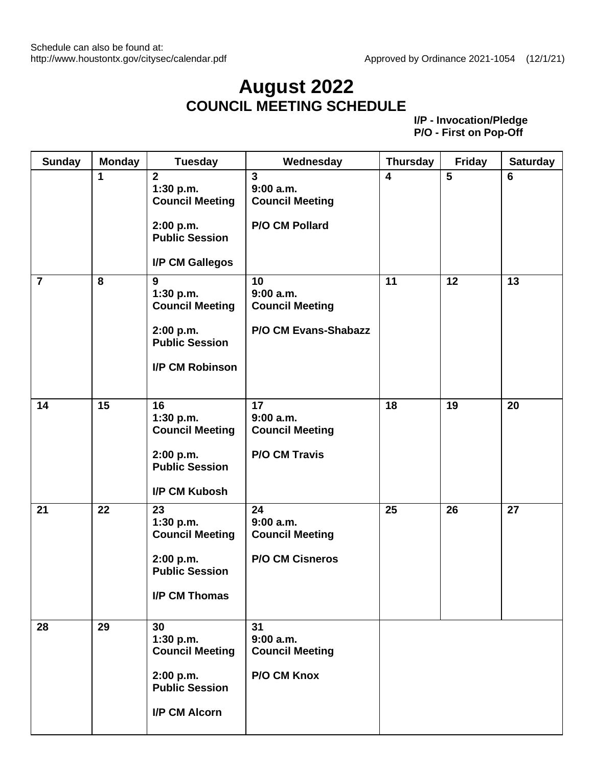Schedule can also be found at:
http://www.houstontx.gov/citysec/calendar.pdf

Approved by Ordinance 2021-1054 (12/1/21)

# August 2022
## COUNCIL MEETING SCHEDULE

**I/P - Invocation/Pledge**
**P/O - First on Pop-Off**

| Sunday | Monday | Tuesday | Wednesday | Thursday | Friday | Saturday |
|---|---|---|---|---|---|---|
| | **1** | **2**<br>**1:30 p.m.**<br>**Council Meeting**<br><br>**2:00 p.m.**<br>**Public Session**<br><br>**I/P CM Gallegos** | **3**<br>**9:00 a.m.**<br>**Council Meeting**<br><br>**P/O CM Pollard** | **4** | **5** | **6** |
| **7** | **8** | **9**<br>**1:30 p.m.**<br>**Council Meeting**<br><br>**2:00 p.m.**<br>**Public Session**<br><br>**I/P CM Robinson** | **10**<br>**9:00 a.m.**<br>**Council Meeting**<br><br>**P/O CM Evans-Shabazz** | **11** | **12** | **13** |
| **14** | **15** | **16**<br>**1:30 p.m.**<br>**Council Meeting**<br><br>**2:00 p.m.**<br>**Public Session**<br><br>**I/P CM Kubosh** | **17**<br>**9:00 a.m.**<br>**Council Meeting**<br><br>**P/O CM Travis** | **18** | **19** | **20** |
| **21** | **22** | **23**<br>**1:30 p.m.**<br>**Council Meeting**<br><br>**2:00 p.m.**<br>**Public Session**<br><br>**I/P CM Thomas** | **24**<br>**9:00 a.m.**<br>**Council Meeting**<br><br>**P/O CM Cisneros** | **25** | **26** | **27** |
| **28** | **29** | **30**<br>**1:30 p.m.**<br>**Council Meeting**<br><br>**2:00 p.m.**<br>**Public Session**<br><br>**I/P CM Alcorn** | **31**<br>**9:00 a.m.**<br>**Council Meeting**<br><br>**P/O CM Knox** | | | |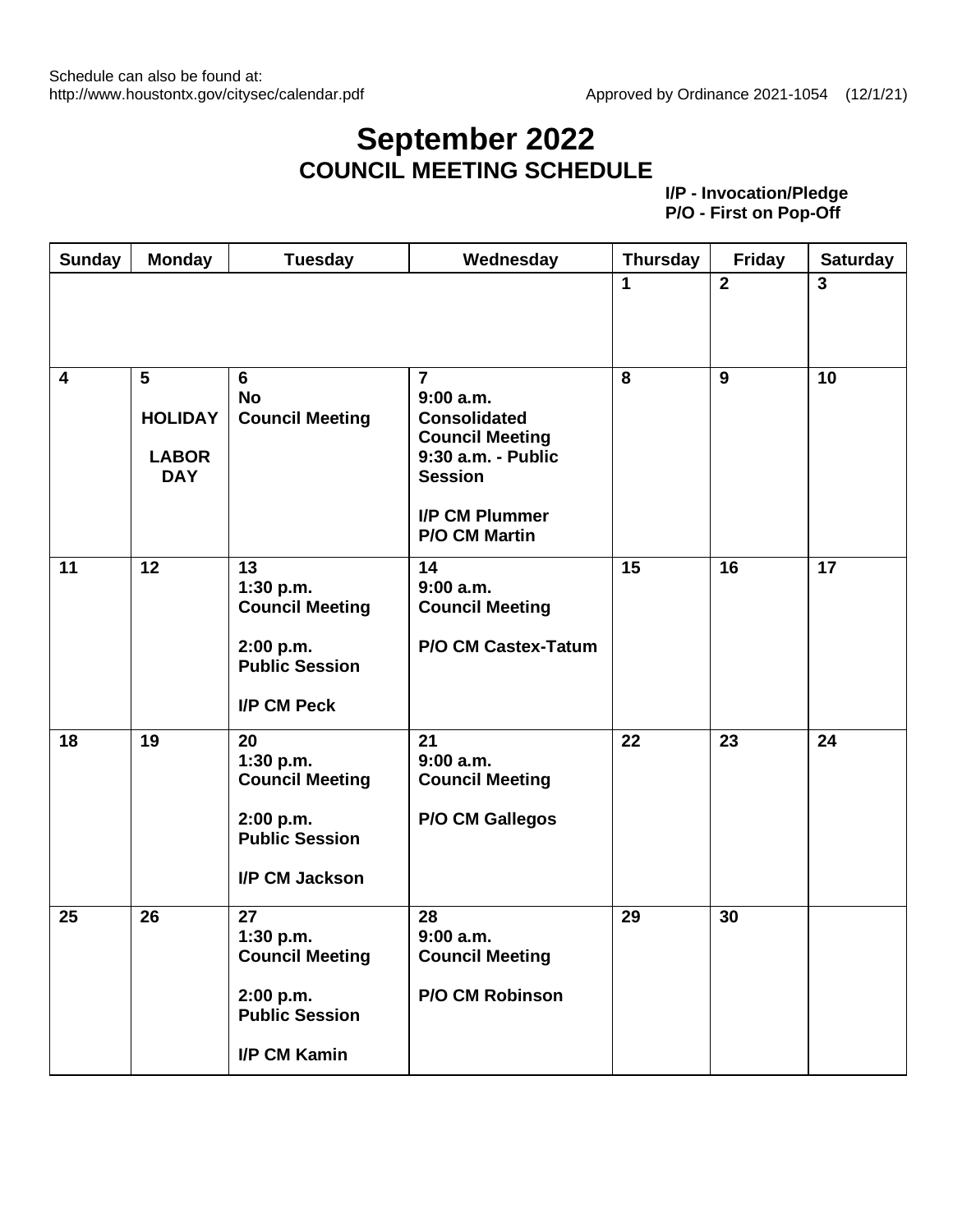Schedule can also be found at:
http://www.houstontx.gov/citysec/calendar.pdf

Approved by Ordinance 2021-1054 (12/1/21)

# September 2022

## COUNCIL MEETING SCHEDULE

**I/P - Invocation/Pledge**
**P/O - First on Pop-Off**

| Sunday | Monday | Tuesday | Wednesday | Thursday | Friday | Saturday |
|---|---|---|---|---|---|---|
| | | | | **1** | **2** | **3** |
| **4** | **5** **HOLIDAY** **LABOR DAY** | **6** **No Council Meeting** | **7** **9:00 a.m. Consolidated Council Meeting** **9:30 a.m. - Public Session** **I/P CM Plummer** **P/O CM Martin** | **8** | **9** | **10** |
| **11** | **12** | **13** **1:30 p.m. Council Meeting** **2:00 p.m. Public Session** **I/P CM Peck** | **14** **9:00 a.m. Council Meeting** **P/O CM Castex-Tatum** | **15** | **16** | **17** |
| **18** | **19** | **20** **1:30 p.m. Council Meeting** **2:00 p.m. Public Session** **I/P CM Jackson** | **21** **9:00 a.m. Council Meeting** **P/O CM Gallegos** | **22** | **23** | **24** |
| **25** | **26** | **27** **1:30 p.m. Council Meeting** **2:00 p.m. Public Session** **I/P CM Kamin** | **28** **9:00 a.m. Council Meeting** **P/O CM Robinson** | **29** | **30** | |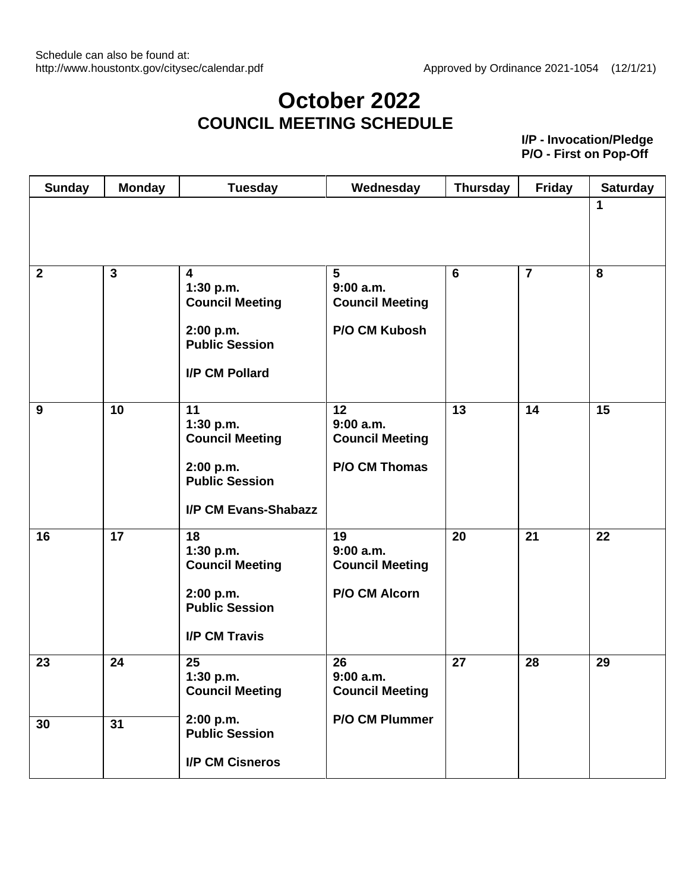Schedule can also be found at:
http://www.houstontx.gov/citysec/calendar.pdf

Approved by Ordinance 2021-1054 (12/1/21)

# October 2022
## COUNCIL MEETING SCHEDULE

**I/P - Invocation/Pledge**
**P/O - First on Pop-Off**

| Sunday | Monday | Tuesday | Wednesday | Thursday | Friday | Saturday |
|---|---|---|---|---|---|---|
| | | | | | | **1** |
| **2** | **3** | **4**<br>**1:30 p.m.**<br>**Council Meeting**<br><br>**2:00 p.m.**<br>**Public Session**<br><br>**I/P CM Pollard** | **5**<br>**9:00 a.m.**<br>**Council Meeting**<br><br>**P/O CM Kubosh** | **6** | **7** | **8** |
| **9** | **10** | **11**<br>**1:30 p.m.**<br>**Council Meeting**<br><br>**2:00 p.m.**<br>**Public Session**<br><br>**I/P CM Evans-Shabazz** | **12**<br>**9:00 a.m.**<br>**Council Meeting**<br><br>**P/O CM Thomas** | **13** | **14** | **15** |
| **16** | **17** | **18**<br>**1:30 p.m.**<br>**Council Meeting**<br><br>**2:00 p.m.**<br>**Public Session**<br><br>**I/P CM Travis** | **19**<br>**9:00 a.m.**<br>**Council Meeting**<br><br>**P/O CM Alcorn** | **20** | **21** | **22** |
| **23**<br><br>**30** | **24**<br><br>**31** | **25**<br>**1:30 p.m.**<br>**Council Meeting**<br><br>**2:00 p.m.**<br>**Public Session**<br><br>**I/P CM Cisneros** | **26**<br>**9:00 a.m.**<br>**Council Meeting**<br><br>**P/O CM Plummer** | **27** | **28** | **29** |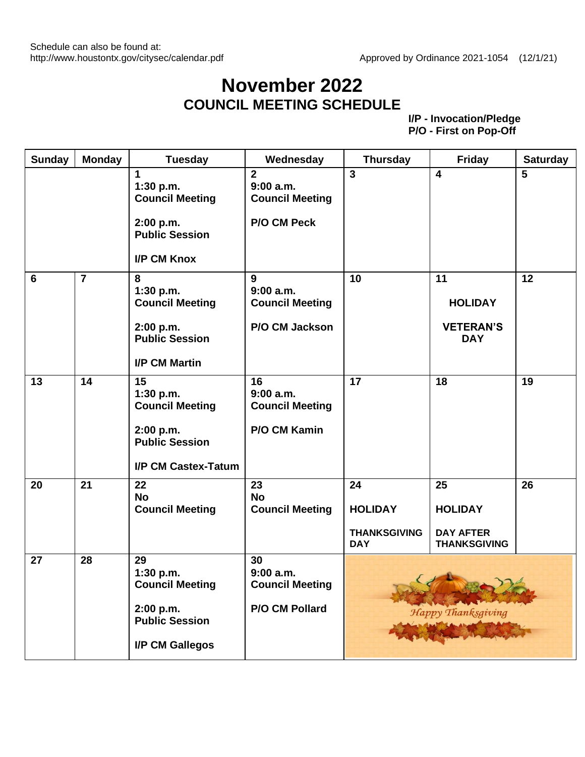Schedule can also be found at:
http://www.houstontx.gov/citysec/calendar.pdf

Approved by Ordinance 2021-1054 (12/1/21)

# November 2022
## COUNCIL MEETING SCHEDULE

**I/P - Invocation/Pledge**
**P/O - First on Pop-Off**

| Sunday | Monday | Tuesday | Wednesday | Thursday | Friday | Saturday |
|---|---|---|---|---|---|---|
| | | **1** 1:30 p.m. Council Meeting<br>2:00 p.m. Public Session<br>I/P CM Knox | **2** 9:00 a.m. Council Meeting<br>P/O CM Peck | **3** | **4** | **5** |
| **6** | **7** | **8** 1:30 p.m. Council Meeting<br>2:00 p.m. Public Session<br>I/P CM Martin | **9** 9:00 a.m. Council Meeting<br>P/O CM Jackson | **10** | **11** HOLIDAY<br>VETERAN'S DAY | **12** |
| **13** | **14** | **15** 1:30 p.m. Council Meeting<br>2:00 p.m. Public Session<br>I/P CM Castex-Tatum | **16** 9:00 a.m. Council Meeting<br>P/O CM Kamin | **17** | **18** | **19** |
| **20** | **21** | **22** No Council Meeting | **23** No Council Meeting | **24** HOLIDAY<br>THANKSGIVING DAY | **25** HOLIDAY<br>DAY AFTER THANKSGIVING | **26** |
| **27** | **28** | **29** 1:30 p.m. Council Meeting<br>2:00 p.m. Public Session<br>I/P CM Gallegos | **30** 9:00 a.m. Council Meeting<br>P/O CM Pollard | Happy Thanksgiving | | |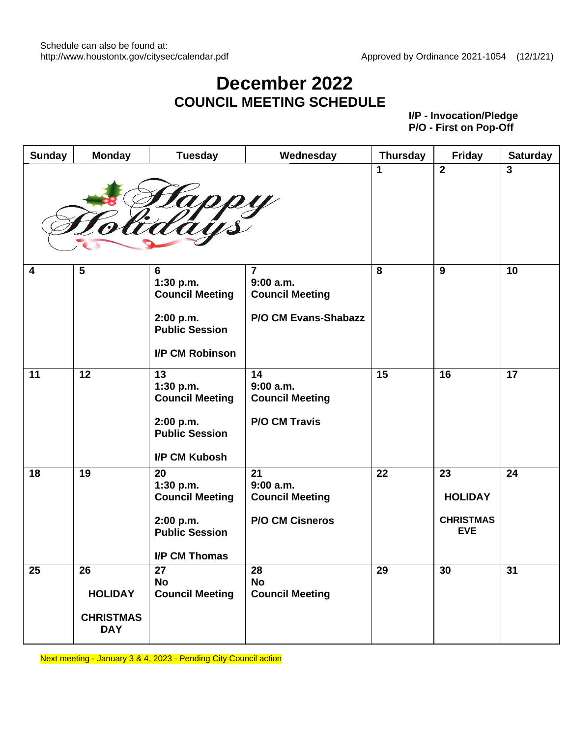Schedule can also be found at:
http://www.houstontx.gov/citysec/calendar.pdf

Approved by Ordinance 2021-1054 (12/1/21)

# December 2022
## COUNCIL MEETING SCHEDULE

**I/P - Invocation/Pledge**
**P/O - First on Pop-Off**

| Sunday | Monday | Tuesday | Wednesday | Thursday | Friday | Saturday |
|---|---|---|---|---|---|---|
| Happy Holidays | | | | **1** | **2** | **3** |
| **4** | **5** | **6** **1:30 p.m. Council Meeting** **2:00 p.m. Public Session** **I/P CM Robinson** | **7** **9:00 a.m. Council Meeting** **P/O CM Evans-Shabazz** | **8** | **9** | **10** |
| **11** | **12** | **13** **1:30 p.m. Council Meeting** **2:00 p.m. Public Session** **I/P CM Kubosh** | **14** **9:00 a.m. Council Meeting** **P/O CM Travis** | **15** | **16** | **17** |
| **18** | **19** | **20** **1:30 p.m. Council Meeting** **2:00 p.m. Public Session** **I/P CM Thomas** | **21** **9:00 a.m. Council Meeting** **P/O CM Cisneros** | **22** | **23** **HOLIDAY** **CHRISTMAS EVE** | **24** |
| **25** | **26** **HOLIDAY** **CHRISTMAS DAY** | **27** **No Council Meeting** | **28** **No Council Meeting** | **29** | **30** | **31** |

Next meeting - January 3 & 4, 2023 - Pending City Council action